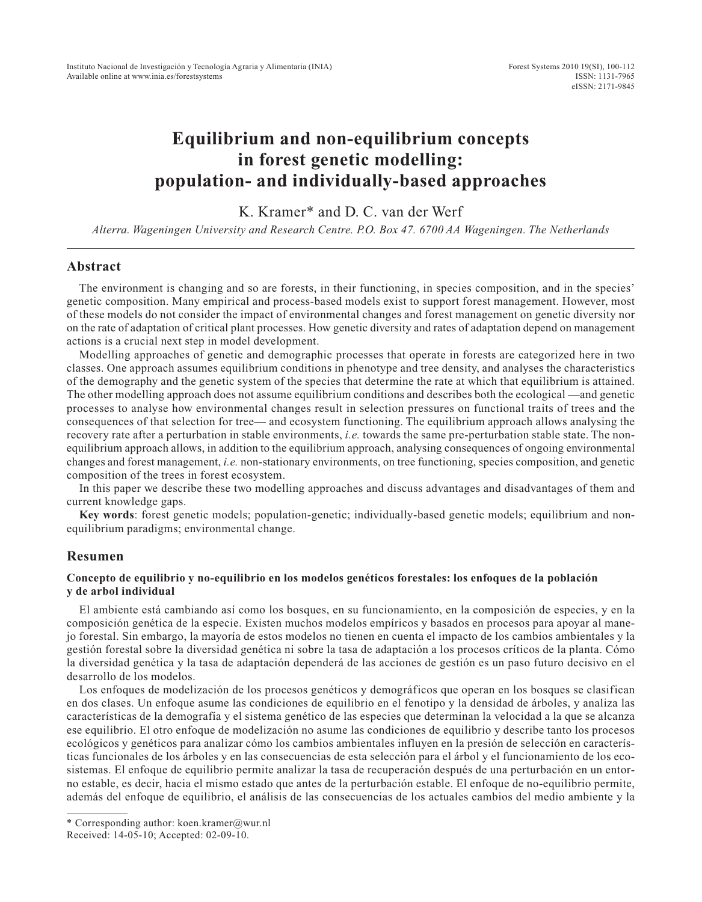# Equilibrium and non-equilibrium concepts in forest genetic modelling: population- and individually-based approaches

K. Kramer* and D. C. van der Werf

*Alterra. Wageningen University and Research Centre. P.O. Box 47. 6700 AA Wageningen. The Netherlands*

## Abstract

The environment is changing and so are forests, in their functioning, in species composition, and in the species' genetic composition. Many empirical and process-based models exist to support forest management. However, most of these models do not consider the impact of environmental changes and forest management on genetic diversity nor on the rate of adaptation of critical plant processes. How genetic diversity and rates of adaptation depend on management actions is a crucial next step in model development.

Modelling approaches of genetic and demographic processes that operate in forests are categorized here in two classes. One approach assumes equilibrium conditions in phenotype and tree density, and analyses the characteristics of the demography and the genetic system of the species that determine the rate at which that equilibrium is attained. The other modelling approach does not assume equilibrium conditions and describes both the ecological —and genetic processes to analyse how environmental changes result in selection pressures on functional traits of trees and the consequences of that selection for tree— and ecosystem functioning. The equilibrium approach allows analysing the recovery rate after a perturbation in stable environments, *i.e.* towards the same pre-perturbation stable state. The non-equilibrium approach allows, in addition to the equilibrium approach, analysing consequences of ongoing environmental changes and forest management, *i.e.* non-stationary environments, on tree functioning, species composition, and genetic composition of the trees in forest ecosystem.

In this paper we describe these two modelling approaches and discuss advantages and disadvantages of them and current knowledge gaps.

**Key words**: forest genetic models; population-genetic; individually-based genetic models; equilibrium and non-equilibrium paradigms; environmental change.

## Resumen

**Concepto de equilibrio y no-equilibrio en los modelos genéticos forestales: los enfoques de la población y de arbol individual**

El ambiente está cambiando así como los bosques, en su funcionamiento, en la composición de especies, y en la composición genética de la especie. Existen muchos modelos empíricos y basados en procesos para apoyar al manejo forestal. Sin embargo, la mayoría de estos modelos no tienen en cuenta el impacto de los cambios ambientales y la gestión forestal sobre la diversidad genética ni sobre la tasa de adaptación a los procesos críticos de la planta. Cómo la diversidad genética y la tasa de adaptación dependerá de las acciones de gestión es un paso futuro decisivo en el desarrollo de los modelos.

Los enfoques de modelización de los procesos genéticos y demográficos que operan en los bosques se clasifican en dos clases. Un enfoque asume las condiciones de equilibrio en el fenotipo y la densidad de árboles, y analiza las características de la demografía y el sistema genético de las especies que determinan la velocidad a la que se alcanza ese equilibrio. El otro enfoque de modelización no asume las condiciones de equilibrio y describe tanto los procesos ecológicos y genéticos para analizar cómo los cambios ambientales influyen en la presión de selección en características funcionales de los árboles y en las consecuencias de esta selección para el árbol y el funcionamiento de los ecosistemas. El enfoque de equilibrio permite analizar la tasa de recuperación después de una perturbación en un entorno estable, es decir, hacia el mismo estado que antes de la perturbación estable. El enfoque de no-equilibrio permite, además del enfoque de equilibrio, el análisis de las consecuencias de los actuales cambios del medio ambiente y la

---

\* Corresponding author: koen.kramer@wur.nl

Received: 14-05-10; Accepted: 02-09-10.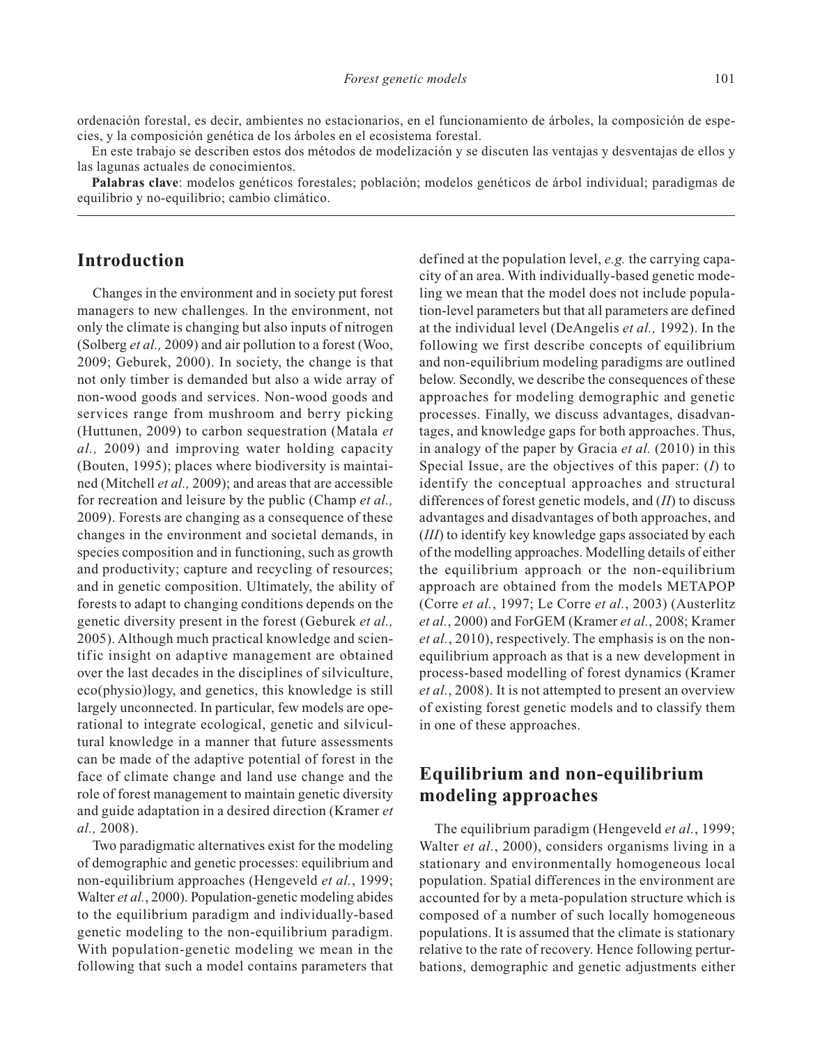ordenación forestal, es decir, ambientes no estacionarios, en el funcionamiento de árboles, la composición de especies, y la composición genética de los árboles en el ecosistema forestal.

En este trabajo se describen estos dos métodos de modelización y se discuten las ventajas y desventajas de ellos y las lagunas actuales de conocimientos.

**Palabras clave**: modelos genéticos forestales; población; modelos genéticos de árbol individual; paradigmas de equilibrio y no-equilibrio; cambio climático.

## Introduction

Changes in the environment and in society put forest managers to new challenges. In the environment, not only the climate is changing but also inputs of nitrogen (Solberg *et al.,* 2009) and air pollution to a forest (Woo, 2009; Geburek, 2000). In society, the change is that not only timber is demanded but also a wide array of non-wood goods and services. Non-wood goods and services range from mushroom and berry picking (Huttunen, 2009) to carbon sequestration (Matala *et al.,* 2009) and improving water holding capacity (Bouten, 1995); places where biodiversity is maintained (Mitchell *et al.,* 2009); and areas that are accessible for recreation and leisure by the public (Champ *et al.,* 2009). Forests are changing as a consequence of these changes in the environment and societal demands, in species composition and in functioning, such as growth and productivity; capture and recycling of resources; and in genetic composition. Ultimately, the ability of forests to adapt to changing conditions depends on the genetic diversity present in the forest (Geburek *et al.,* 2005). Although much practical knowledge and scientific insight on adaptive management are obtained over the last decades in the disciplines of silviculture, eco(physio)logy, and genetics, this knowledge is still largely unconnected. In particular, few models are operational to integrate ecological, genetic and silvicultural knowledge in a manner that future assessments can be made of the adaptive potential of forest in the face of climate change and land use change and the role of forest management to maintain genetic diversity and guide adaptation in a desired direction (Kramer *et al.,* 2008).

Two paradigmatic alternatives exist for the modeling of demographic and genetic processes: equilibrium and non-equilibrium approaches (Hengeveld *et al.*, 1999; Walter *et al.*, 2000). Population-genetic modeling abides to the equilibrium paradigm and individually-based genetic modeling to the non-equilibrium paradigm. With population-genetic modeling we mean in the following that such a model contains parameters that defined at the population level, *e.g.* the carrying capacity of an area. With individually-based genetic modeling we mean that the model does not include population-level parameters but that all parameters are defined at the individual level (DeAngelis *et al.,* 1992). In the following we first describe concepts of equilibrium and non-equilibrium modeling paradigms are outlined below. Secondly, we describe the consequences of these approaches for modeling demographic and genetic processes. Finally, we discuss advantages, disadvantages, and knowledge gaps for both approaches. Thus, in analogy of the paper by Gracia *et al.* (2010) in this Special Issue, are the objectives of this paper: (*I*) to identify the conceptual approaches and structural differences of forest genetic models, and (*II*) to discuss advantages and disadvantages of both approaches, and (*III*) to identify key knowledge gaps associated by each of the modelling approaches. Modelling details of either the equilibrium approach or the non-equilibrium approach are obtained from the models METAPOP (Corre *et al.*, 1997; Le Corre *et al.*, 2003) (Austerlitz *et al.*, 2000) and ForGEM (Kramer *et al.*, 2008; Kramer *et al.*, 2010), respectively. The emphasis is on the non-equilibrium approach as that is a new development in process-based modelling of forest dynamics (Kramer *et al.*, 2008). It is not attempted to present an overview of existing forest genetic models and to classify them in one of these approaches.

## Equilibrium and non-equilibrium modeling approaches

The equilibrium paradigm (Hengeveld *et al.*, 1999; Walter *et al.*, 2000), considers organisms living in a stationary and environmentally homogeneous local population. Spatial differences in the environment are accounted for by a meta-population structure which is composed of a number of such locally homogeneous populations. It is assumed that the climate is stationary relative to the rate of recovery. Hence following perturbations, demographic and genetic adjustments either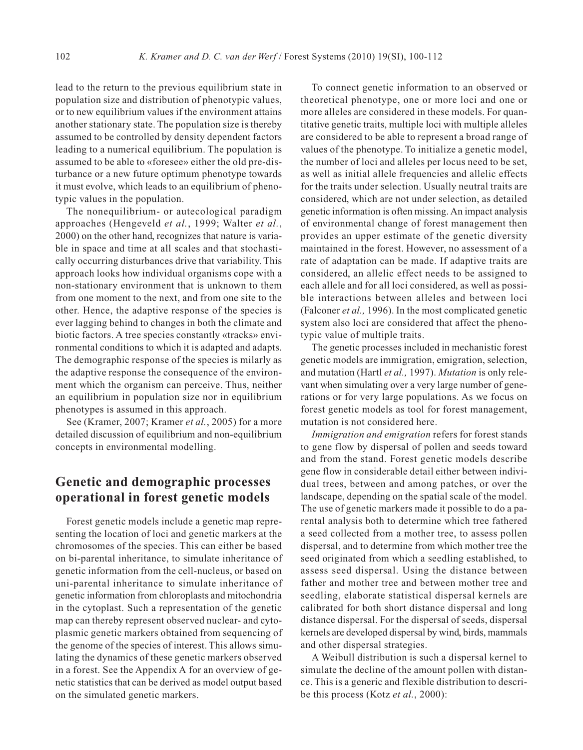lead to the return to the previous equilibrium state in population size and distribution of phenotypic values, or to new equilibrium values if the environment attains another stationary state. The population size is thereby assumed to be controlled by density dependent factors leading to a numerical equilibrium. The population is assumed to be able to «foresee» either the old pre-disturbance or a new future optimum phenotype towards it must evolve, which leads to an equilibrium of phenotypic values in the population.

The nonequilibrium- or autecological paradigm approaches (Hengeveld *et al.*, 1999; Walter *et al.*, 2000) on the other hand, recognizes that nature is variable in space and time at all scales and that stochastically occurring disturbances drive that variability. This approach looks how individual organisms cope with a non-stationary environment that is unknown to them from one moment to the next, and from one site to the other. Hence, the adaptive response of the species is ever lagging behind to changes in both the climate and biotic factors. A tree species constantly «tracks» environmental conditions to which it is adapted and adapts. The demographic response of the species is milarly as the adaptive response the consequence of the environment which the organism can perceive. Thus, neither an equilibrium in population size nor in equilibrium phenotypes is assumed in this approach.

See (Kramer, 2007; Kramer *et al.*, 2005) for a more detailed discussion of equilibrium and non-equilibrium concepts in environmental modelling.

## Genetic and demographic processes operational in forest genetic models

Forest genetic models include a genetic map representing the location of loci and genetic markers at the chromosomes of the species. This can either be based on bi-parental inheritance, to simulate inheritance of genetic information from the cell-nucleus, or based on uni-parental inheritance to simulate inheritance of genetic information from chloroplasts and mitochondria in the cytoplast. Such a representation of the genetic map can thereby represent observed nuclear- and cytoplasmic genetic markers obtained from sequencing of the genome of the species of interest. This allows simulating the dynamics of these genetic markers observed in a forest. See the Appendix A for an overview of genetic statistics that can be derived as model output based on the simulated genetic markers.

To connect genetic information to an observed or theoretical phenotype, one or more loci and one or more alleles are considered in these models. For quantitative genetic traits, multiple loci with multiple alleles are considered to be able to represent a broad range of values of the phenotype. To initialize a genetic model, the number of loci and alleles per locus need to be set, as well as initial allele frequencies and allelic effects for the traits under selection. Usually neutral traits are considered, which are not under selection, as detailed genetic information is often missing. An impact analysis of environmental change of forest management then provides an upper estimate of the genetic diversity maintained in the forest. However, no assessment of a rate of adaptation can be made. If adaptive traits are considered, an allelic effect needs to be assigned to each allele and for all loci considered, as well as possible interactions between alleles and between loci (Falconer *et al.,* 1996). In the most complicated genetic system also loci are considered that affect the phenotypic value of multiple traits.

The genetic processes included in mechanistic forest genetic models are immigration, emigration, selection, and mutation (Hartl *et al.,* 1997). *Mutation* is only relevant when simulating over a very large number of generations or for very large populations. As we focus on forest genetic models as tool for forest management, mutation is not considered here.

*Immigration and emigration* refers for forest stands to gene flow by dispersal of pollen and seeds toward and from the stand. Forest genetic models describe gene flow in considerable detail either between individual trees, between and among patches, or over the landscape, depending on the spatial scale of the model. The use of genetic markers made it possible to do a parental analysis both to determine which tree fathered a seed collected from a mother tree, to assess pollen dispersal, and to determine from which mother tree the seed originated from which a seedling established, to assess seed dispersal. Using the distance between father and mother tree and between mother tree and seedling, elaborate statistical dispersal kernels are calibrated for both short distance dispersal and long distance dispersal. For the dispersal of seeds, dispersal kernels are developed dispersal by wind, birds, mammals and other dispersal strategies.

A Weibull distribution is such a dispersal kernel to simulate the decline of the amount pollen with distance. This is a generic and flexible distribution to describe this process (Kotz *et al.*, 2000):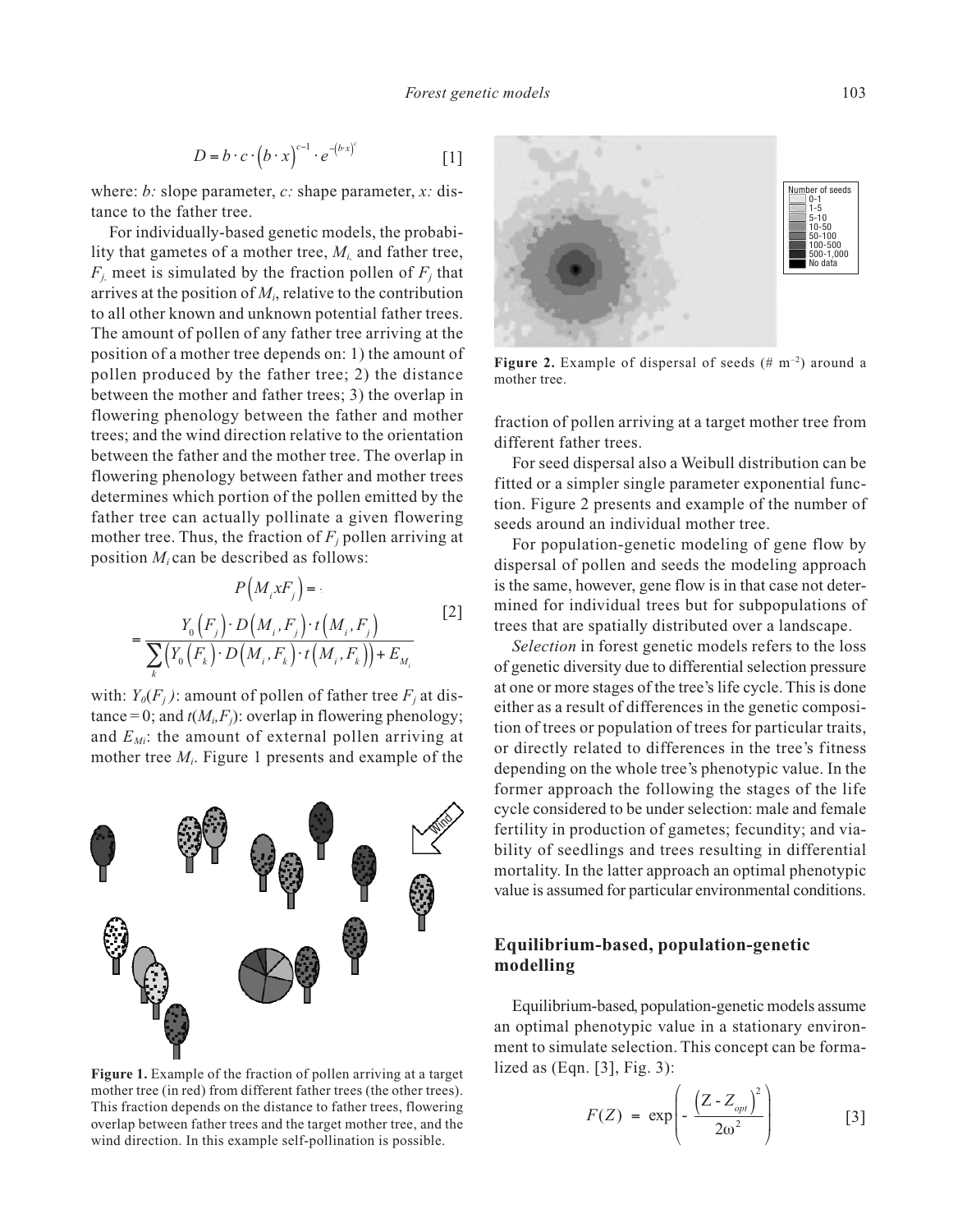$$D = b \cdot c \cdot \left(b \cdot x\right)^{c-1} \cdot e^{-\left(b \cdot x\right)^{c}} \quad [1]$$

where: *b:* slope parameter, *c:* shape parameter, *x:* distance to the father tree.

For individually-based genetic models, the probability that gametes of a mother tree, $M_i$, and father tree, $F_j$, meet is simulated by the fraction pollen of $F_j$ that arrives at the position of $M_i$, relative to the contribution to all other known and unknown potential father trees. The amount of pollen of any father tree arriving at the position of a mother tree depends on: 1) the amount of pollen produced by the father tree; 2) the distance between the mother and father trees; 3) the overlap in flowering phenology between the father and mother trees; and the wind direction relative to the orientation between the father and the mother tree. The overlap in flowering phenology between father and mother trees determines which portion of the pollen emitted by the father tree can actually pollinate a given flowering mother tree. Thus, the fraction of $F_j$ pollen arriving at position $M_i$ can be described as follows:

$$P\left(M_i x F_j\right) = \frac{Y_0\left(F_j\right) \cdot D\left(M_i, F_j\right) \cdot t\left(M_i, F_j\right)}{\sum_k \left(Y_0\left(F_k\right) \cdot D\left(M_i, F_k\right) \cdot t\left(M_i, F_k\right)\right) + E_{M_i}} \quad [2]$$

with: $Y_0(F_j)$: amount of pollen of father tree $F_j$ at distance = 0; and $t(M_i,F_j)$: overlap in flowering phenology; and $E_{Mi}$: the amount of external pollen arriving at mother tree $M_i$. Figure 1 presents and example of the fraction of pollen arriving at a target mother tree from different father trees.

**Figure 1.** Example of the fraction of pollen arriving at a target mother tree (in red) from different father trees (the other trees). This fraction depends on the distance to father trees, flowering overlap between father trees and the target mother tree, and the wind direction. In this example self-pollination is possible.

For seed dispersal also a Weibull distribution can be fitted or a simpler single parameter exponential function. Figure 2 presents and example of the number of seeds around an individual mother tree.

**Figure 2.** Example of dispersal of seeds (# m$^{-2}$) around a mother tree.

For population-genetic modeling of gene flow by dispersal of pollen and seeds the modeling approach is the same, however, gene flow is in that case not determined for individual trees but for subpopulations of trees that are spatially distributed over a landscape.

*Selection* in forest genetic models refers to the loss of genetic diversity due to differential selection pressure at one or more stages of the tree's life cycle. This is done either as a result of differences in the genetic composition of trees or population of trees for particular traits, or directly related to differences in the tree's fitness depending on the whole tree's phenotypic value. In the former approach the following the stages of the life cycle considered to be under selection: male and female fertility in production of gametes; fecundity; and viability of seedlings and trees resulting in differential mortality. In the latter approach an optimal phenotypic value is assumed for particular environmental conditions.

## Equilibrium-based, population-genetic modelling

Equilibrium-based, population-genetic models assume an optimal phenotypic value in a stationary environment to simulate selection. This concept can be formalized as (Eqn. [3], Fig. 3):

$$F(Z) = \exp\left(-\frac{\left(Z - Z_{opt}\right)^2}{2\omega^2}\right) \quad [3]$$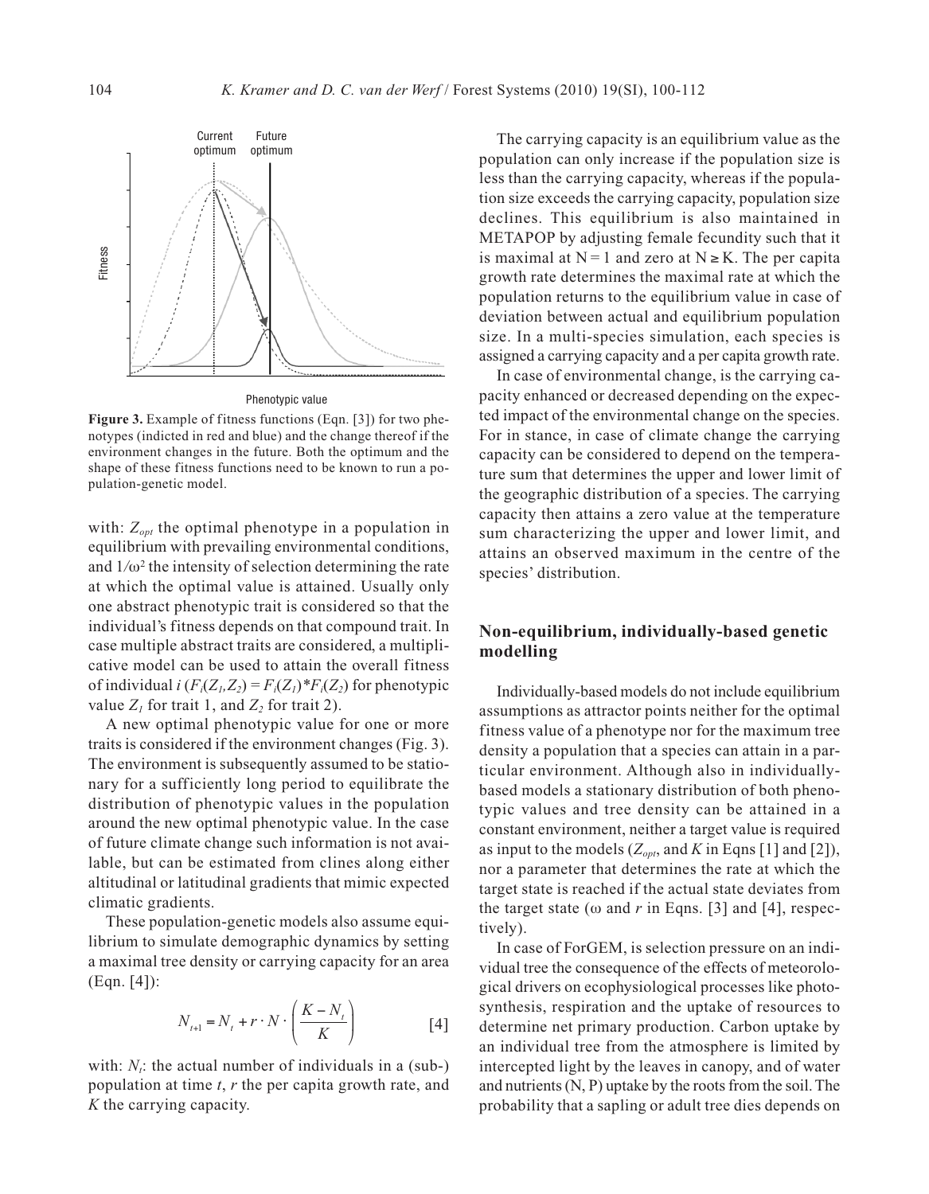**Figure 3.** Example of fitness functions (Eqn. [3]) for two phenotypes (indicted in red and blue) and the change thereof if the environment changes in the future. Both the optimum and the shape of these fitness functions need to be known to run a population-genetic model.

with: $Z_{opt}$ the optimal phenotype in a population in equilibrium with prevailing environmental conditions, and $1/\omega^2$ the intensity of selection determining the rate at which the optimal value is attained. Usually only one abstract phenotypic trait is considered so that the individual's fitness depends on that compound trait. In case multiple abstract traits are considered, a multiplicative model can be used to attain the overall fitness of individual $i$ ($F_i(Z_1,Z_2) = F_i(Z_1)*F_i(Z_2)$ for phenotypic value $Z_1$ for trait 1, and $Z_2$ for trait 2).

A new optimal phenotypic value for one or more traits is considered if the environment changes (Fig. 3). The environment is subsequently assumed to be stationary for a sufficiently long period to equilibrate the distribution of phenotypic values in the population around the new optimal phenotypic value. In the case of future climate change such information is not available, but can be estimated from clines along either altitudinal or latitudinal gradients that mimic expected climatic gradients.

These population-genetic models also assume equilibrium to simulate demographic dynamics by setting a maximal tree density or carrying capacity for an area (Eqn. [4]):

$$N_{t+1} = N_t + r \cdot N \cdot \left( \frac{K - N_t}{K} \right) \qquad [4]$$

with: $N_t$: the actual number of individuals in a (sub-) population at time $t$, $r$ the per capita growth rate, and $K$ the carrying capacity.

The carrying capacity is an equilibrium value as the population can only increase if the population size is less than the carrying capacity, whereas if the population size exceeds the carrying capacity, population size declines. This equilibrium is also maintained in METAPOP by adjusting female fecundity such that it is maximal at $N = 1$ and zero at $N \geq K$. The per capita growth rate determines the maximal rate at which the population returns to the equilibrium value in case of deviation between actual and equilibrium population size. In a multi-species simulation, each species is assigned a carrying capacity and a per capita growth rate.

In case of environmental change, is the carrying capacity enhanced or decreased depending on the expected impact of the environmental change on the species. For in stance, in case of climate change the carrying capacity can be considered to depend on the temperature sum that determines the upper and lower limit of the geographic distribution of a species. The carrying capacity then attains a zero value at the temperature sum characterizing the upper and lower limit, and attains an observed maximum in the centre of the species' distribution.

## Non-equilibrium, individually-based genetic modelling

Individually-based models do not include equilibrium assumptions as attractor points neither for the optimal fitness value of a phenotype nor for the maximum tree density a population that a species can attain in a particular environment. Although also in individually-based models a stationary distribution of both phenotypic values and tree density can be attained in a constant environment, neither a target value is required as input to the models ($Z_{opt}$, and $K$ in Eqns [1] and [2]), nor a parameter that determines the rate at which the target state is reached if the actual state deviates from the target state ($\omega$ and $r$ in Eqns. [3] and [4], respectively).

In case of ForGEM, is selection pressure on an individual tree the consequence of the effects of meteorological drivers on ecophysiological processes like photosynthesis, respiration and the uptake of resources to determine net primary production. Carbon uptake by an individual tree from the atmosphere is limited by intercepted light by the leaves in canopy, and of water and nutrients (N, P) uptake by the roots from the soil. The probability that a sapling or adult tree dies depends on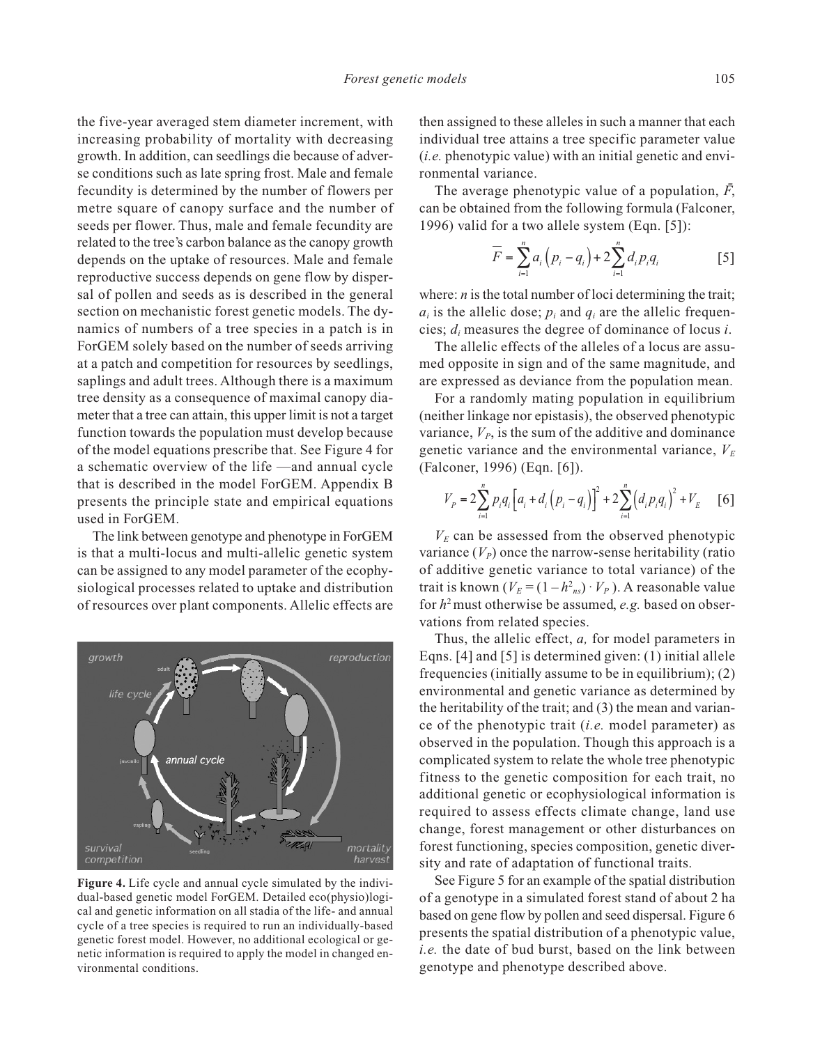the five-year averaged stem diameter increment, with increasing probability of mortality with decreasing growth. In addition, can seedlings die because of adverse conditions such as late spring frost. Male and female fecundity is determined by the number of flowers per metre square of canopy surface and the number of seeds per flower. Thus, male and female fecundity are related to the tree's carbon balance as the canopy growth depends on the uptake of resources. Male and female reproductive success depends on gene flow by dispersal of pollen and seeds as is described in the general section on mechanistic forest genetic models. The dynamics of numbers of a tree species in a patch is in ForGEM solely based on the number of seeds arriving at a patch and competition for resources by seedlings, saplings and adult trees. Although there is a maximum tree density as a consequence of maximal canopy diameter that a tree can attain, this upper limit is not a target function towards the population must develop because of the model equations prescribe that. See Figure 4 for a schematic overview of the life —and annual cycle that is described in the model ForGEM. Appendix B presents the principle state and empirical equations used in ForGEM.

The link between genotype and phenotype in ForGEM is that a multi-locus and multi-allelic genetic system can be assigned to any model parameter of the ecophysiological processes related to uptake and distribution of resources over plant components. Allelic effects are then assigned to these alleles in such a manner that each individual tree attains a tree specific parameter value (*i.e.* phenotypic value) with an initial genetic and environmental variance.

**Figure 4.** Life cycle and annual cycle simulated by the individual-based genetic model ForGEM. Detailed eco(physio)logical and genetic information on all stadia of the life- and annual cycle of a tree species is required to run an individually-based genetic forest model. However, no additional ecological or genetic information is required to apply the model in changed environmental conditions.

The average phenotypic value of a population, $\bar{F}$, can be obtained from the following formula (Falconer, 1996) valid for a two allele system (Eqn. [5]):

$$\bar{F} = \sum_{i=1}^{n} a_i \left(p_i - q_i\right) + 2\sum_{i=1}^{n} d_i p_i q_i \qquad [5]$$

where: $n$ is the total number of loci determining the trait; $a_i$ is the allelic dose; $p_i$ and $q_i$ are the allelic frequencies; $d_i$ measures the degree of dominance of locus $i$.

The allelic effects of the alleles of a locus are assumed opposite in sign and of the same magnitude, and are expressed as deviance from the population mean.

For a randomly mating population in equilibrium (neither linkage nor epistasis), the observed phenotypic variance, $V_P$, is the sum of the additive and dominance genetic variance and the environmental variance, $V_E$ (Falconer, 1996) (Eqn. [6]).

$$V_P = 2\sum_{i=1}^{n} p_i q_i \left[a_i + d_i\left(p_i - q_i\right)\right]^2 + 2\sum_{i=1}^{n}\left(d_i p_i q_i\right)^2 + V_E \qquad [6]$$

$V_E$ can be assessed from the observed phenotypic variance ($V_P$) once the narrow-sense heritability (ratio of additive genetic variance to total variance) of the trait is known ($V_E = (1 - h^2_{ns}) \cdot V_P$). A reasonable value for $h^2$ must otherwise be assumed, *e.g.* based on observations from related species.

Thus, the allelic effect, $a$, for model parameters in Eqns. [4] and [5] is determined given: (1) initial allele frequencies (initially assume to be in equilibrium); (2) environmental and genetic variance as determined by the heritability of the trait; and (3) the mean and variance of the phenotypic trait (*i.e.* model parameter) as observed in the population. Though this approach is a complicated system to relate the whole tree phenotypic fitness to the genetic composition for each trait, no additional genetic or ecophysiological information is required to assess effects climate change, land use change, forest management or other disturbances on forest functioning, species composition, genetic diversity and rate of adaptation of functional traits.

See Figure 5 for an example of the spatial distribution of a genotype in a simulated forest stand of about 2 ha based on gene flow by pollen and seed dispersal. Figure 6 presents the spatial distribution of a phenotypic value, *i.e.* the date of bud burst, based on the link between genotype and phenotype described above.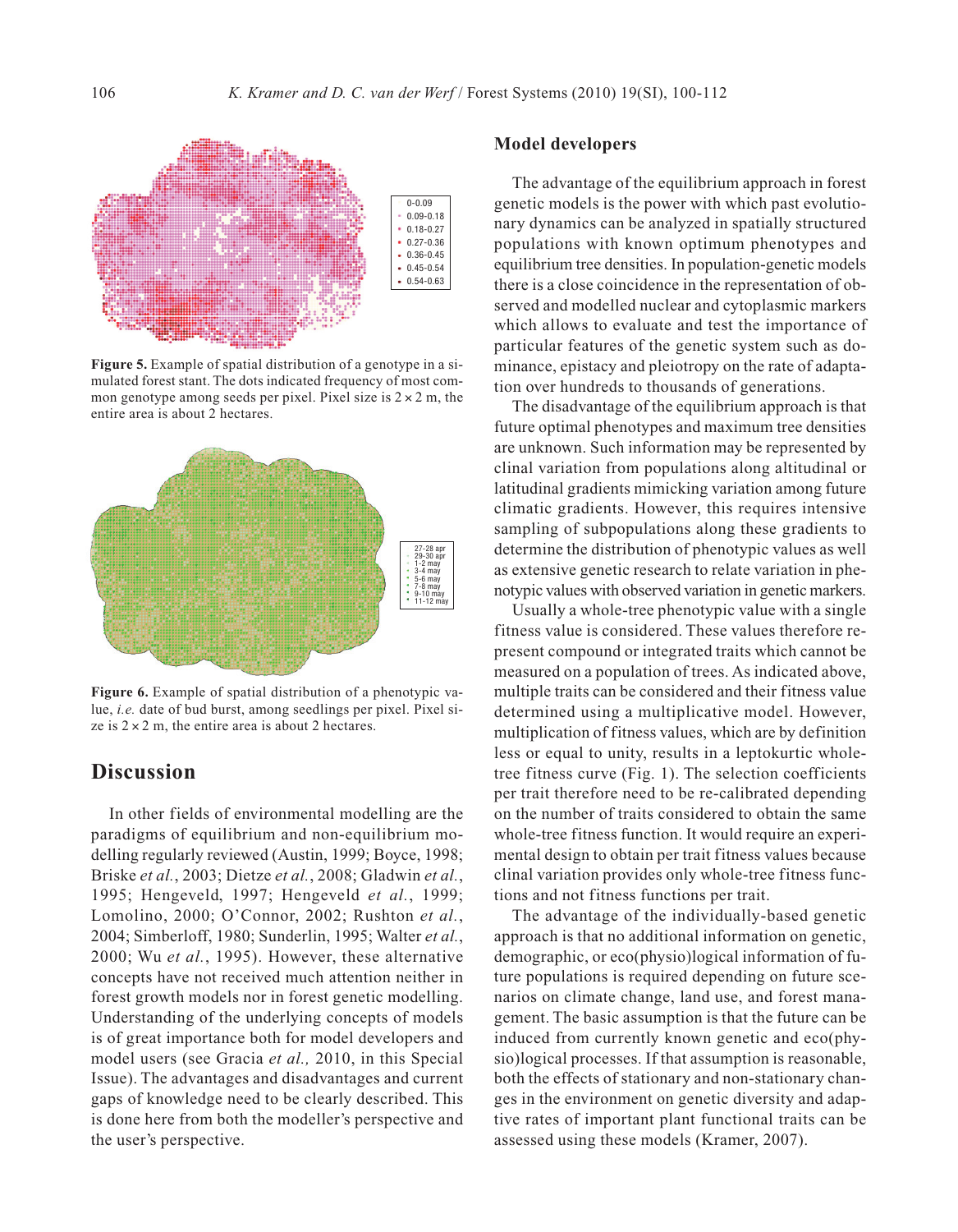Figure 5. Example of spatial distribution of a genotype in a simulated forest stant. The dots indicated frequency of most common genotype among seeds per pixel. Pixel size is 2 × 2 m, the entire area is about 2 hectares.

Figure 6. Example of spatial distribution of a phenotypic value, *i.e.* date of bud burst, among seedlings per pixel. Pixel size is 2 × 2 m, the entire area is about 2 hectares.

# Discussion

In other fields of environmental modelling are the paradigms of equilibrium and non-equilibrium modelling regularly reviewed (Austin, 1999; Boyce, 1998; Briske *et al.*, 2003; Dietze *et al.*, 2008; Gladwin *et al.*, 1995; Hengeveld, 1997; Hengeveld *et al.*, 1999; Lomolino, 2000; O'Connor, 2002; Rushton *et al.*, 2004; Simberloff, 1980; Sunderlin, 1995; Walter *et al.*, 2000; Wu *et al.*, 1995). However, these alternative concepts have not received much attention neither in forest growth models nor in forest genetic modelling. Understanding of the underlying concepts of models is of great importance both for model developers and model users (see Gracia *et al.,* 2010, in this Special Issue). The advantages and disadvantages and current gaps of knowledge need to be clearly described. This is done here from both the modeller's perspective and the user's perspective.

## Model developers

The advantage of the equilibrium approach in forest genetic models is the power with which past evolutionary dynamics can be analyzed in spatially structured populations with known optimum phenotypes and equilibrium tree densities. In population-genetic models there is a close coincidence in the representation of observed and modelled nuclear and cytoplasmic markers which allows to evaluate and test the importance of particular features of the genetic system such as dominance, epistacy and pleiotropy on the rate of adaptation over hundreds to thousands of generations.

The disadvantage of the equilibrium approach is that future optimal phenotypes and maximum tree densities are unknown. Such information may be represented by clinal variation from populations along altitudinal or latitudinal gradients mimicking variation among future climatic gradients. However, this requires intensive sampling of subpopulations along these gradients to determine the distribution of phenotypic values as well as extensive genetic research to relate variation in phenotypic values with observed variation in genetic markers.

Usually a whole-tree phenotypic value with a single fitness value is considered. These values therefore represent compound or integrated traits which cannot be measured on a population of trees. As indicated above, multiple traits can be considered and their fitness value determined using a multiplicative model. However, multiplication of fitness values, which are by definition less or equal to unity, results in a leptokurtic whole-tree fitness curve (Fig. 1). The selection coefficients per trait therefore need to be re-calibrated depending on the number of traits considered to obtain the same whole-tree fitness function. It would require an experimental design to obtain per trait fitness values because clinal variation provides only whole-tree fitness functions and not fitness functions per trait.

The advantage of the individually-based genetic approach is that no additional information on genetic, demographic, or eco(physio)logical information of future populations is required depending on future scenarios on climate change, land use, and forest management. The basic assumption is that the future can be induced from currently known genetic and eco(physio)logical processes. If that assumption is reasonable, both the effects of stationary and non-stationary changes in the environment on genetic diversity and adaptive rates of important plant functional traits can be assessed using these models (Kramer, 2007).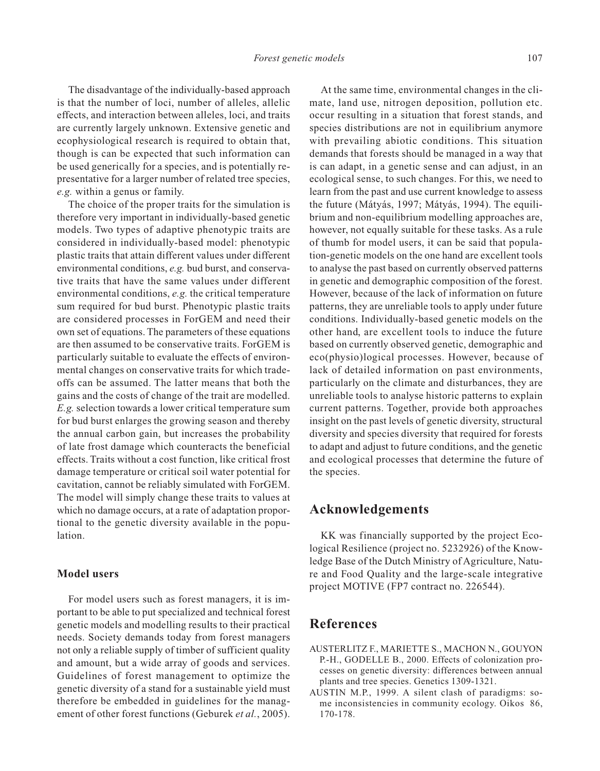The disadvantage of the individually-based approach is that the number of loci, number of alleles, allelic effects, and interaction between alleles, loci, and traits are currently largely unknown. Extensive genetic and ecophysiological research is required to obtain that, though is can be expected that such information can be used generically for a species, and is potentially representative for a larger number of related tree species, *e.g.* within a genus or family.

The choice of the proper traits for the simulation is therefore very important in individually-based genetic models. Two types of adaptive phenotypic traits are considered in individually-based model: phenotypic plastic traits that attain different values under different environmental conditions, *e.g.* bud burst, and conservative traits that have the same values under different environmental conditions, *e.g.* the critical temperature sum required for bud burst. Phenotypic plastic traits are considered processes in ForGEM and need their own set of equations. The parameters of these equations are then assumed to be conservative traits. ForGEM is particularly suitable to evaluate the effects of environmental changes on conservative traits for which tradeoffs can be assumed. The latter means that both the gains and the costs of change of the trait are modelled. *E.g.* selection towards a lower critical temperature sum for bud burst enlarges the growing season and thereby the annual carbon gain, but increases the probability of late frost damage which counteracts the beneficial effects. Traits without a cost function, like critical frost damage temperature or critical soil water potential for cavitation, cannot be reliably simulated with ForGEM. The model will simply change these traits to values at which no damage occurs, at a rate of adaptation proportional to the genetic diversity available in the population.

### Model users

For model users such as forest managers, it is important to be able to put specialized and technical forest genetic models and modelling results to their practical needs. Society demands today from forest managers not only a reliable supply of timber of sufficient quality and amount, but a wide array of goods and services. Guidelines of forest management to optimize the genetic diversity of a stand for a sustainable yield must therefore be embedded in guidelines for the management of other forest functions (Geburek *et al.*, 2005).

At the same time, environmental changes in the climate, land use, nitrogen deposition, pollution etc. occur resulting in a situation that forest stands, and species distributions are not in equilibrium anymore with prevailing abiotic conditions. This situation demands that forests should be managed in a way that is can adapt, in a genetic sense and can adjust, in an ecological sense, to such changes. For this, we need to learn from the past and use current knowledge to assess the future (Mátyás, 1997; Mátyás, 1994). The equilibrium and non-equilibrium modelling approaches are, however, not equally suitable for these tasks. As a rule of thumb for model users, it can be said that population-genetic models on the one hand are excellent tools to analyse the past based on currently observed patterns in genetic and demographic composition of the forest. However, because of the lack of information on future patterns, they are unreliable tools to apply under future conditions. Individually-based genetic models on the other hand, are excellent tools to induce the future based on currently observed genetic, demographic and eco(physio)logical processes. However, because of lack of detailed information on past environments, particularly on the climate and disturbances, they are unreliable tools to analyse historic patterns to explain current patterns. Together, provide both approaches insight on the past levels of genetic diversity, structural diversity and species diversity that required for forests to adapt and adjust to future conditions, and the genetic and ecological processes that determine the future of the species.

## Acknowledgements

KK was financially supported by the project Ecological Resilience (project no. 5232926) of the Knowledge Base of the Dutch Ministry of Agriculture, Nature and Food Quality and the large-scale integrative project MOTIVE (FP7 contract no. 226544).

## References

AUSTERLITZ F., MARIETTE S., MACHON N., GOUYON P.-H., GODELLE B., 2000. Effects of colonization processes on genetic diversity: differences between annual plants and tree species. Genetics 1309-1321.

AUSTIN M.P., 1999. A silent clash of paradigms: some inconsistencies in community ecology. Oikos 86, 170-178.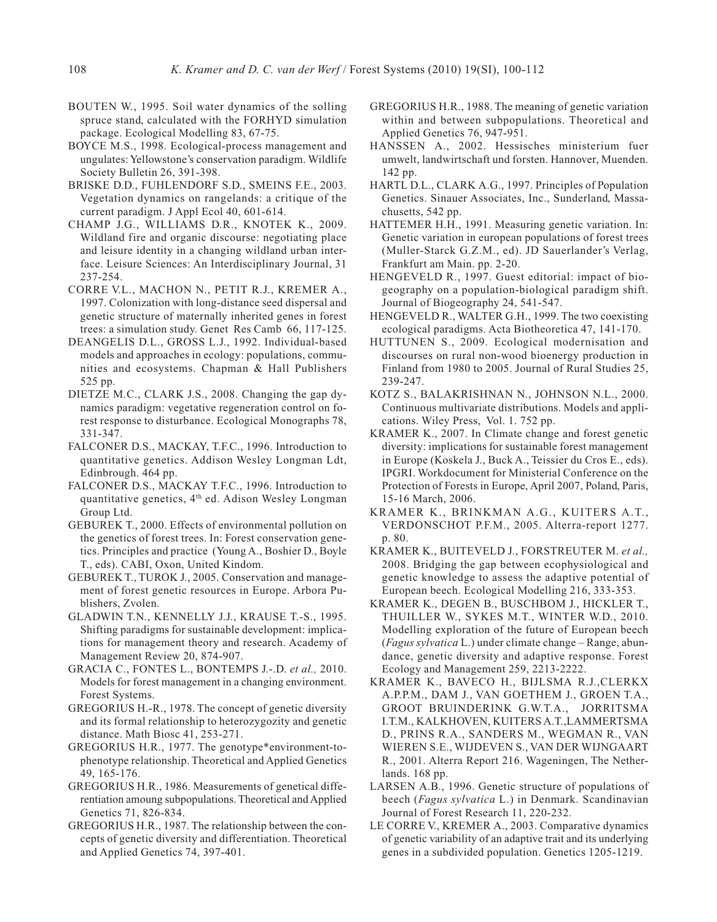BOUTEN W., 1995. Soil water dynamics of the solling spruce stand, calculated with the FORHYD simulation package. Ecological Modelling 83, 67-75.

BOYCE M.S., 1998. Ecological-process management and ungulates: Yellowstone's conservation paradigm. Wildlife Society Bulletin 26, 391-398.

BRISKE D.D., FUHLENDORF S.D., SMEINS F.E., 2003. Vegetation dynamics on rangelands: a critique of the current paradigm. J Appl Ecol 40, 601-614.

CHAMP J.G., WILLIAMS D.R., KNOTEK K., 2009. Wildland fire and organic discourse: negotiating place and leisure identity in a changing wildland urban interface. Leisure Sciences: An Interdisciplinary Journal, 31 237-254.

CORRE V.L., MACHON N., PETIT R.J., KREMER A., 1997. Colonization with long-distance seed dispersal and genetic structure of maternally inherited genes in forest trees: a simulation study. Genet Res Camb 66, 117-125.

DEANGELIS D.L., GROSS L.J., 1992. Individual-based models and approaches in ecology: populations, communities and ecosystems. Chapman & Hall Publishers 525 pp.

DIETZE M.C., CLARK J.S., 2008. Changing the gap dynamics paradigm: vegetative regeneration control on forest response to disturbance. Ecological Monographs 78, 331-347.

FALCONER D.S., MACKAY, T.F.C., 1996. Introduction to quantitative genetics. Addison Wesley Longman Ldt, Edinbrough. 464 pp.

FALCONER D.S., MACKAY T.F.C., 1996. Introduction to quantitative genetics, 4th ed. Adison Wesley Longman Group Ltd.

GEBUREK T., 2000. Effects of environmental pollution on the genetics of forest trees. In: Forest conservation genetics. Principles and practice (Young A., Boshier D., Boyle T., eds). CABI, Oxon, United Kindom.

GEBUREK T., TUROK J., 2005. Conservation and management of forest genetic resources in Europe. Arbora Publishers, Zvolen.

GLADWIN T.N., KENNELLY J.J., KRAUSE T.-S., 1995. Shifting paradigms for sustainable development: implications for management theory and research. Academy of Management Review 20, 874-907.

GRACIA C., FONTES L., BONTEMPS J.-.D. *et al.,* 2010. Models for forest management in a changing environment. Forest Systems.

GREGORIUS H.-R., 1978. The concept of genetic diversity and its formal relationship to heterozygozity and genetic distance. Math Biosc 41, 253-271.

GREGORIUS H.R., 1977. The genotype*environment-tophenotype relationship. Theoretical and Applied Genetics 49, 165-176.

GREGORIUS H.R., 1986. Measurements of genetical differentiation amoung subpopulations. Theoretical and Applied Genetics 71, 826-834.

GREGORIUS H.R., 1987. The relationship between the concepts of genetic diversity and differentiation. Theoretical and Applied Genetics 74, 397-401.

GREGORIUS H.R., 1988. The meaning of genetic variation within and between subpopulations. Theoretical and Applied Genetics 76, 947-951.

HANSSEN A., 2002. Hessisches ministerium fuer umwelt, landwirtschaft und forsten. Hannover, Muenden. 142 pp.

HARTL D.L., CLARK A.G., 1997. Principles of Population Genetics. Sinauer Associates, Inc., Sunderland, Massachusetts, 542 pp.

HATTEMER H.H., 1991. Measuring genetic variation. In: Genetic variation in european populations of forest trees (Muller-Starck G.Z.M., ed). JD Sauerlander's Verlag, Frankfurt am Main. pp. 2-20.

HENGEVELD R., 1997. Guest editorial: impact of biogeography on a population-biological paradigm shift. Journal of Biogeography 24, 541-547.

HENGEVELD R., WALTER G.H., 1999. The two coexisting ecological paradigms. Acta Biotheoretica 47, 141-170.

HUTTUNEN S., 2009. Ecological modernisation and discourses on rural non-wood bioenergy production in Finland from 1980 to 2005. Journal of Rural Studies 25, 239-247.

KOTZ S., BALAKRISHNAN N., JOHNSON N.L., 2000. Continuous multivariate distributions. Models and applications. Wiley Press, Vol. 1. 752 pp.

KRAMER K., 2007. In Climate change and forest genetic diversity: implications for sustainable forest management in Europe (Koskela J., Buck A., Teissier du Cros E., eds). IPGRI. Workdocument for Ministerial Conference on the Protection of Forests in Europe, April 2007, Poland, Paris, 15-16 March, 2006.

KRAMER K., BRINKMAN A.G., KUITERS A.T., VERDONSCHOT P.F.M., 2005. Alterra-report 1277. p. 80.

KRAMER K., BUITEVELD J., FORSTREUTER M. *et al.,* 2008. Bridging the gap between ecophysiological and genetic knowledge to assess the adaptive potential of European beech. Ecological Modelling 216, 333-353.

KRAMER K., DEGEN B., BUSCHBOM J., HICKLER T., THUILLER W., SYKES M.T., WINTER W.D., 2010. Modelling exploration of the future of European beech (*Fagus sylvatica* L.) under climate change – Range, abundance, genetic diversity and adaptive response. Forest Ecology and Management 259, 2213-2222.

KRAMER K., BAVECO H., BIJLSMA R.J.,CLERKX A.P.P.M., DAM J., VAN GOETHEM J., GROEN T.A., GROOT BRUINDERINK G.W.T.A., JORRITSMA I.T.M., KALKHOVEN, KUITERS A.T.,LAMMERTSMA D., PRINS R.A., SANDERS M., WEGMAN R., VAN WIEREN S.E., WIJDEVEN S., VAN DER WIJNGAART R., 2001. Alterra Report 216. Wageningen, The Netherlands. 168 pp.

LARSEN A.B., 1996. Genetic structure of populations of beech (*Fagus sylvatica* L.) in Denmark. Scandinavian Journal of Forest Research 11, 220-232.

LE CORRE V., KREMER A., 2003. Comparative dynamics of genetic variability of an adaptive trait and its underlying genes in a subdivided population. Genetics 1205-1219.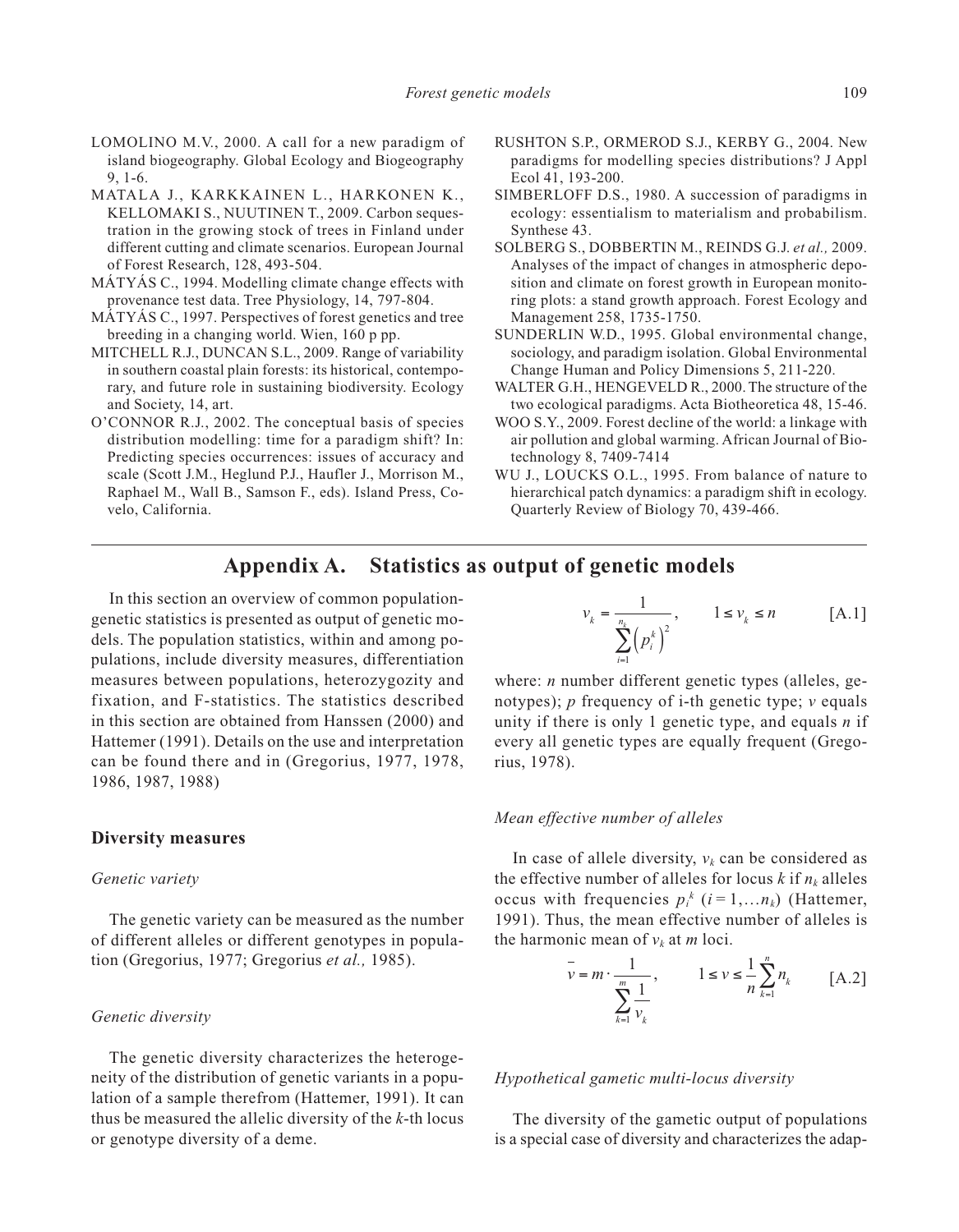LOMOLINO M.V., 2000. A call for a new paradigm of island biogeography. Global Ecology and Biogeography 9, 1-6.

MATALA J., KARKKAINEN L., HARKONEN K., KELLOMAKI S., NUUTINEN T., 2009. Carbon sequestration in the growing stock of trees in Finland under different cutting and climate scenarios. European Journal of Forest Research, 128, 493-504.

MÁTYÁS C., 1994. Modelling climate change effects with provenance test data. Tree Physiology, 14, 797-804.

MÁTYÁS C., 1997. Perspectives of forest genetics and tree breeding in a changing world. Wien, 160 p pp.

MITCHELL R.J., DUNCAN S.L., 2009. Range of variability in southern coastal plain forests: its historical, contemporary, and future role in sustaining biodiversity. Ecology and Society, 14, art.

O'CONNOR R.J., 2002. The conceptual basis of species distribution modelling: time for a paradigm shift? In: Predicting species occurrences: issues of accuracy and scale (Scott J.M., Heglund P.J., Haufler J., Morrison M., Raphael M., Wall B., Samson F., eds). Island Press, Covelo, California.

RUSHTON S.P., ORMEROD S.J., KERBY G., 2004. New paradigms for modelling species distributions? J Appl Ecol 41, 193-200.

SIMBERLOFF D.S., 1980. A succession of paradigms in ecology: essentialism to materialism and probabilism. Synthese 43.

SOLBERG S., DOBBERTIN M., REINDS G.J. *et al.,* 2009. Analyses of the impact of changes in atmospheric deposition and climate on forest growth in European monitoring plots: a stand growth approach. Forest Ecology and Management 258, 1735-1750.

SUNDERLIN W.D., 1995. Global environmental change, sociology, and paradigm isolation. Global Environmental Change Human and Policy Dimensions 5, 211-220.

WALTER G.H., HENGEVELD R., 2000. The structure of the two ecological paradigms. Acta Biotheoretica 48, 15-46.

WOO S.Y., 2009. Forest decline of the world: a linkage with air pollution and global warming. African Journal of Biotechnology 8, 7409-7414

WU J., LOUCKS O.L., 1995. From balance of nature to hierarchical patch dynamics: a paradigm shift in ecology. Quarterly Review of Biology 70, 439-466.

## Appendix A. Statistics as output of genetic models

In this section an overview of common population-genetic statistics is presented as output of genetic models. The population statistics, within and among populations, include diversity measures, differentiation measures between populations, heterozygozity and fixation, and F-statistics. The statistics described in this section are obtained from Hanssen (2000) and Hattemer (1991). Details on the use and interpretation can be found there and in (Gregorius, 1977, 1978, 1986, 1987, 1988)

### Diversity measures

*Genetic variety*

The genetic variety can be measured as the number of different alleles or different genotypes in population (Gregorius, 1977; Gregorius *et al.,* 1985).

*Genetic diversity*

The genetic diversity characterizes the heterogeneity of the distribution of genetic variants in a population of a sample therefrom (Hattemer, 1991). It can thus be measured the allelic diversity of the *k*-th locus or genotype diversity of a deme.

$$v_k = \frac{1}{\sum_{i=1}^{n_k} \left(p_i^k\right)^2}, \qquad 1 \le v_k \le n \qquad \text{[A.1]}$$

where: *n* number different genetic types (alleles, genotypes); *p* frequency of i-th genetic type; *v* equals unity if there is only 1 genetic type, and equals *n* if every all genetic types are equally frequent (Gregorius, 1978).

*Mean effective number of alleles*

In case of allele diversity, $v_k$ can be considered as the effective number of alleles for locus *k* if $n_k$ alleles occus with frequencies $p_i^k$ $(i = 1,\dots n_k)$ (Hattemer, 1991). Thus, the mean effective number of alleles is the harmonic mean of $v_k$ at *m* loci.

$$\bar{v} = m \cdot \frac{1}{\sum_{k=1}^{m} \frac{1}{v_k}}, \qquad 1 \le v \le \frac{1}{n}\sum_{k=1}^{n} n_k \qquad \text{[A.2]}$$

*Hypothetical gametic multi-locus diversity*

The diversity of the gametic output of populations is a special case of diversity and characterizes the adap-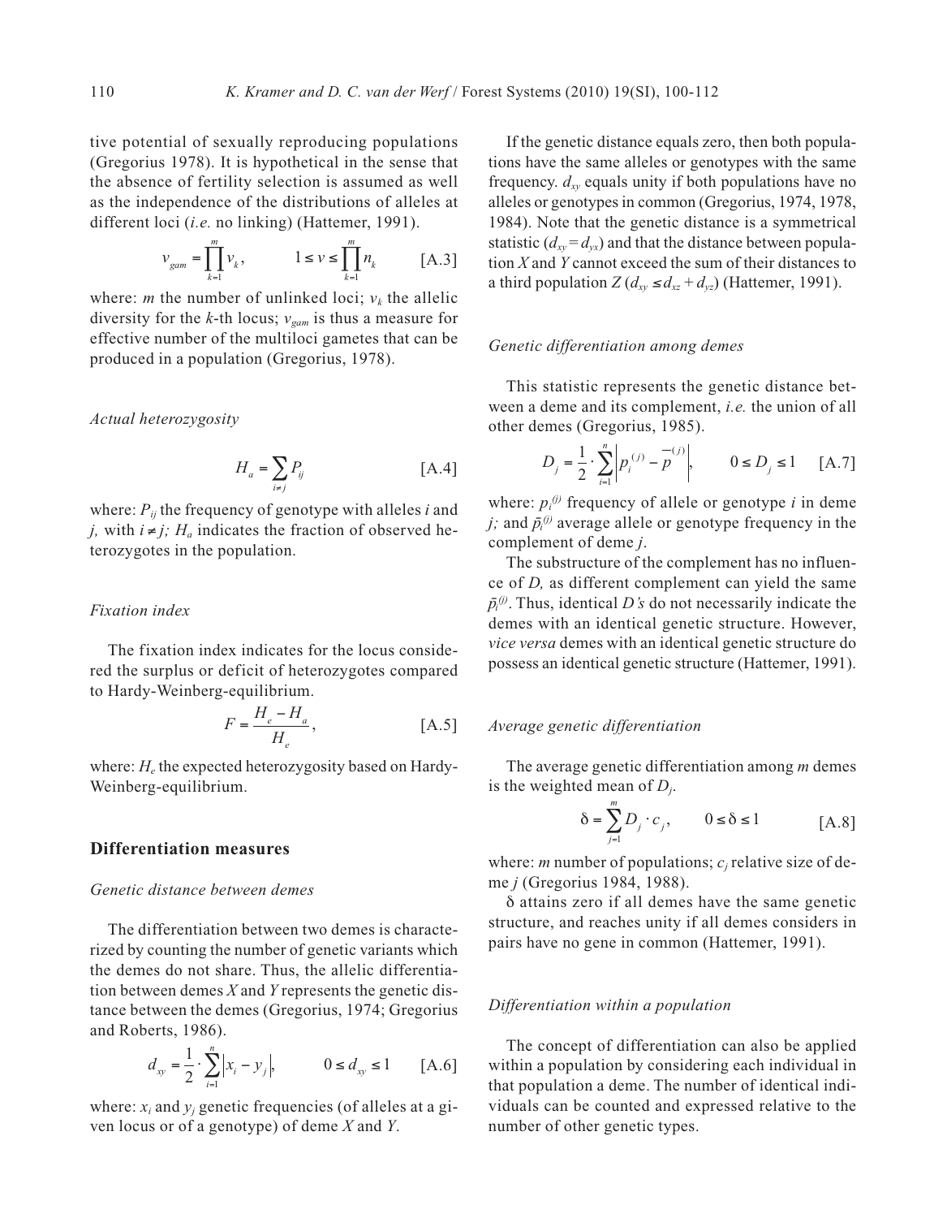tive potential of sexually reproducing populations (Gregorius 1978). It is hypothetical in the sense that the absence of fertility selection is assumed as well as the independence of the distributions of alleles at different loci (*i.e.* no linking) (Hattemer, 1991).

$$v_{gam} = \prod_{k=1}^{m} v_k, \qquad 1 \le v \le \prod_{k=1}^{m} n_k \qquad \text{[A.3]}$$

where: $m$ the number of unlinked loci; $v_k$ the allelic diversity for the $k$-th locus; $v_{gam}$ is thus a measure for effective number of the multiloci gametes that can be produced in a population (Gregorius, 1978).

*Actual heterozygosity*

$$H_a = \sum_{i \neq j} P_{ij} \qquad \text{[A.4]}$$

where: $P_{ij}$ the frequency of genotype with alleles $i$ and $j$, with $i \neq j$; $H_a$ indicates the fraction of observed heterozygotes in the population.

*Fixation index*

The fixation index indicates for the locus considered the surplus or deficit of heterozygotes compared to Hardy-Weinberg-equilibrium.

$$F = \frac{H_e - H_a}{H_e}, \qquad \text{[A.5]}$$

where: $H_e$ the expected heterozygosity based on Hardy-Weinberg-equilibrium.

## Differentiation measures

*Genetic distance between demes*

The differentiation between two demes is characterized by counting the number of genetic variants which the demes do not share. Thus, the allelic differentiation between demes $X$ and $Y$ represents the genetic distance between the demes (Gregorius, 1974; Gregorius and Roberts, 1986).

$$d_{xy} = \frac{1}{2} \cdot \sum_{i=1}^{n} \left| x_i - y_j \right|, \qquad 0 \le d_{xy} \le 1 \qquad \text{[A.6]}$$

where: $x_i$ and $y_j$ genetic frequencies (of alleles at a given locus or of a genotype) of deme $X$ and $Y$.

If the genetic distance equals zero, then both populations have the same alleles or genotypes with the same frequency. $d_{xy}$ equals unity if both populations have no alleles or genotypes in common (Gregorius, 1974, 1978, 1984). Note that the genetic distance is a symmetrical statistic ($d_{xy} = d_{yx}$) and that the distance between population $X$ and $Y$ cannot exceed the sum of their distances to a third population $Z$ ($d_{xy} \le d_{xz} + d_{yz}$) (Hattemer, 1991).

*Genetic differentiation among demes*

This statistic represents the genetic distance between a deme and its complement, *i.e.* the union of all other demes (Gregorius, 1985).

$$D_j = \frac{1}{2} \cdot \sum_{i=1}^{n} \left| p_i^{(j)} - \overline{p}^{(j)} \right|, \qquad 0 \le D_j \le 1 \qquad \text{[A.7]}$$

where: $p_i^{(j)}$ frequency of allele or genotype $i$ in deme $j$; and $\bar{p}_i^{(j)}$ average allele or genotype frequency in the complement of deme $j$.

The substructure of the complement has no influence of $D$, as different complement can yield the same $\bar{p}_i^{(j)}$. Thus, identical $D$'s do not necessarily indicate the demes with an identical genetic structure. However, *vice versa* demes with an identical genetic structure do possess an identical genetic structure (Hattemer, 1991).

*Average genetic differentiation*

The average genetic differentiation among $m$ demes is the weighted mean of $D_j$.

$$\delta = \sum_{j=1}^{m} D_j \cdot c_j, \qquad 0 \le \delta \le 1 \qquad \text{[A.8]}$$

where: $m$ number of populations; $c_j$ relative size of deme $j$ (Gregorius 1984, 1988).

$\delta$ attains zero if all demes have the same genetic structure, and reaches unity if all demes considers in pairs have no gene in common (Hattemer, 1991).

*Differentiation within a population*

The concept of differentiation can also be applied within a population by considering each individual in that population a deme. The number of identical individuals can be counted and expressed relative to the number of other genetic types.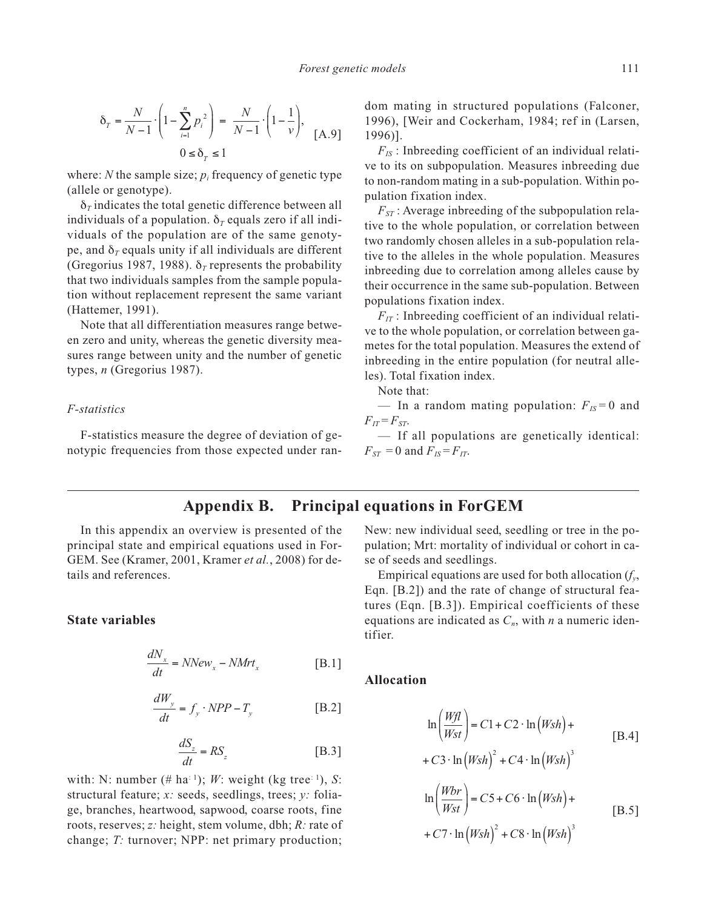$$\delta_T = \frac{N}{N-1} \cdot \left(1 - \sum_{i=1}^{n} p_i^{\,2}\right) = \frac{N}{N-1} \cdot \left(1 - \frac{1}{v}\right), \quad 0 \le \delta_T \le 1 \qquad \text{[A.9]}$$

where: $N$ the sample size; $p_i$ frequency of genetic type (allele or genotype).

$\delta_T$ indicates the total genetic difference between all individuals of a population. $\delta_T$ equals zero if all individuals of the population are of the same genotype, and $\delta_T$ equals unity if all individuals are different (Gregorius 1987, 1988). $\delta_T$ represents the probability that two individuals samples from the sample population without replacement represent the same variant (Hattemer, 1991).

Note that all differentiation measures range between zero and unity, whereas the genetic diversity measures range between unity and the number of genetic types, $n$ (Gregorius 1987).

### *F-statistics*

F-statistics measure the degree of deviation of genotypic frequencies from those expected under random mating in structured populations (Falconer, 1996), [Weir and Cockerham, 1984; ref in (Larsen, 1996)].

$F_{IS}$ : Inbreeding coefficient of an individual relative to its on subpopulation. Measures inbreeding due to non-random mating in a sub-population. Within population fixation index.

$F_{ST}$ : Average inbreeding of the subpopulation relative to the whole population, or correlation between two randomly chosen alleles in a sub-population relative to the alleles in the whole population. Measures inbreeding due to correlation among alleles cause by their occurrence in the same sub-population. Between populations fixation index.

$F_{IT}$ : Inbreeding coefficient of an individual relative to the whole population, or correlation between gametes for the total population. Measures the extend of inbreeding in the entire population (for neutral alleles). Total fixation index.

Note that:

— In a random mating population: $F_{IS} = 0$ and $F_{IT} = F_{ST}$.

— If all populations are genetically identical: $F_{ST} = 0$ and $F_{IS} = F_{IT}$.

## Appendix B. Principal equations in ForGEM

In this appendix an overview is presented of the principal state and empirical equations used in ForGEM. See (Kramer, 2001, Kramer *et al.*, 2008) for details and references.

### State variables

$$\frac{dN_x}{dt} = NNew_x - NMrt_x \qquad \text{[B.1]}$$

$$\frac{dW_y}{dt} = f_y \cdot NPP - T_y \qquad \text{[B.2]}$$

$$\frac{dS_z}{dt} = RS_z \qquad \text{[B.3]}$$

with: N: number (# $ha^{-1}$); $W$: weight (kg $tree^{-1}$), $S$: structural feature; $x$: seeds, seedlings, trees; $y$: foliage, branches, heartwood, sapwood, coarse roots, fine roots, reserves; $z$: height, stem volume, dbh; $R$: rate of change; $T$: turnover; NPP: net primary production; New: new individual seed, seedling or tree in the population; Mrt: mortality of individual or cohort in case of seeds and seedlings.

Empirical equations are used for both allocation ($f_y$, Eqn. [B.2]) and the rate of change of structural features (Eqn. [B.3]). Empirical coefficients of these equations are indicated as $C_n$, with $n$ a numeric identifier.

### Allocation

$$\ln\left(\frac{Wfl}{Wst}\right) = C1 + C2 \cdot \ln\left(Wsh\right) + C3 \cdot \ln\left(Wsh\right)^2 + C4 \cdot \ln\left(Wsh\right)^3 \qquad \text{[B.4]}$$

$$\ln\left(\frac{Wbr}{Wst}\right) = C5 + C6 \cdot \ln\left(Wsh\right) + C7 \cdot \ln\left(Wsh\right)^2 + C8 \cdot \ln\left(Wsh\right)^3 \qquad \text{[B.5]}$$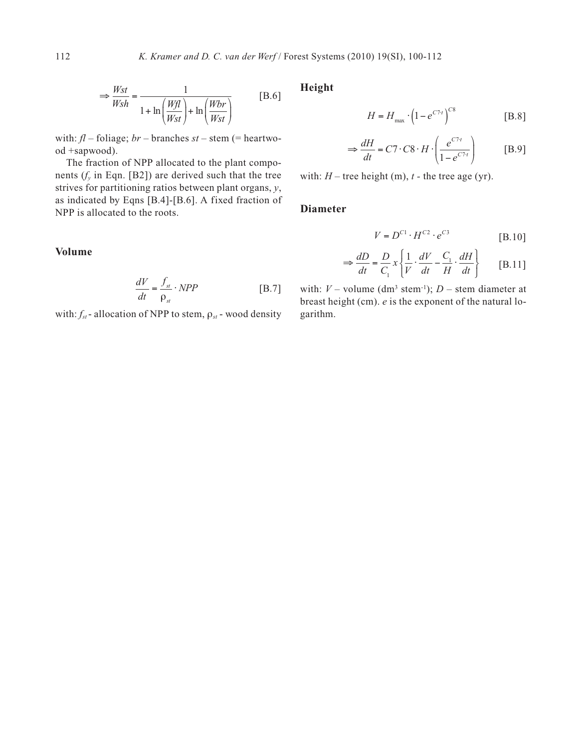$$\Rightarrow \frac{Wst}{Wsh} = \frac{1}{1 + \ln\left(\frac{Wfl}{Wst}\right) + \ln\left(\frac{Wbr}{Wst}\right)} \quad \text{[B.6]}$$

with: *fl* – foliage; *br* – branches *st* – stem (= heartwood +sapwood).

The fraction of NPP allocated to the plant components ($f_y$ in Eqn. [B2]) are derived such that the tree strives for partitioning ratios between plant organs, *y*, as indicated by Eqns [B.4]-[B.6]. A fixed fraction of NPP is allocated to the roots.

## Volume

$$\frac{dV}{dt} = \frac{f_{st}}{\rho_{st}} \cdot NPP \quad \text{[B.7]}$$

with: $f_{st}$ - allocation of NPP to stem, $\rho_{st}$ - wood density

## Height

$$H = H_{\max} \cdot \left(1 - e^{C7 \cdot t}\right)^{C8} \quad \text{[B.8]}$$

$$\Rightarrow \frac{dH}{dt} = C7 \cdot C8 \cdot H \cdot \left(\frac{e^{C7 \cdot t}}{1 - e^{C7 \cdot t}}\right) \quad \text{[B.9]}$$

with: $H$ – tree height (m), $t$ - the tree age (yr).

## Diameter

$$V = D^{C1} \cdot H^{C2} \cdot e^{C3} \quad \text{[B.10]}$$

$$\Rightarrow \frac{dD}{dt} = \frac{D}{C_1} x \left\{\frac{1}{V} \cdot \frac{dV}{dt} - \frac{C_1}{H} \cdot \frac{dH}{dt}\right\} \quad \text{[B.11]}$$

with: $V$ – volume ($dm^3$ $stem^{-1}$); $D$ – stem diameter at breast height (cm). $e$ is the exponent of the natural logarithm.